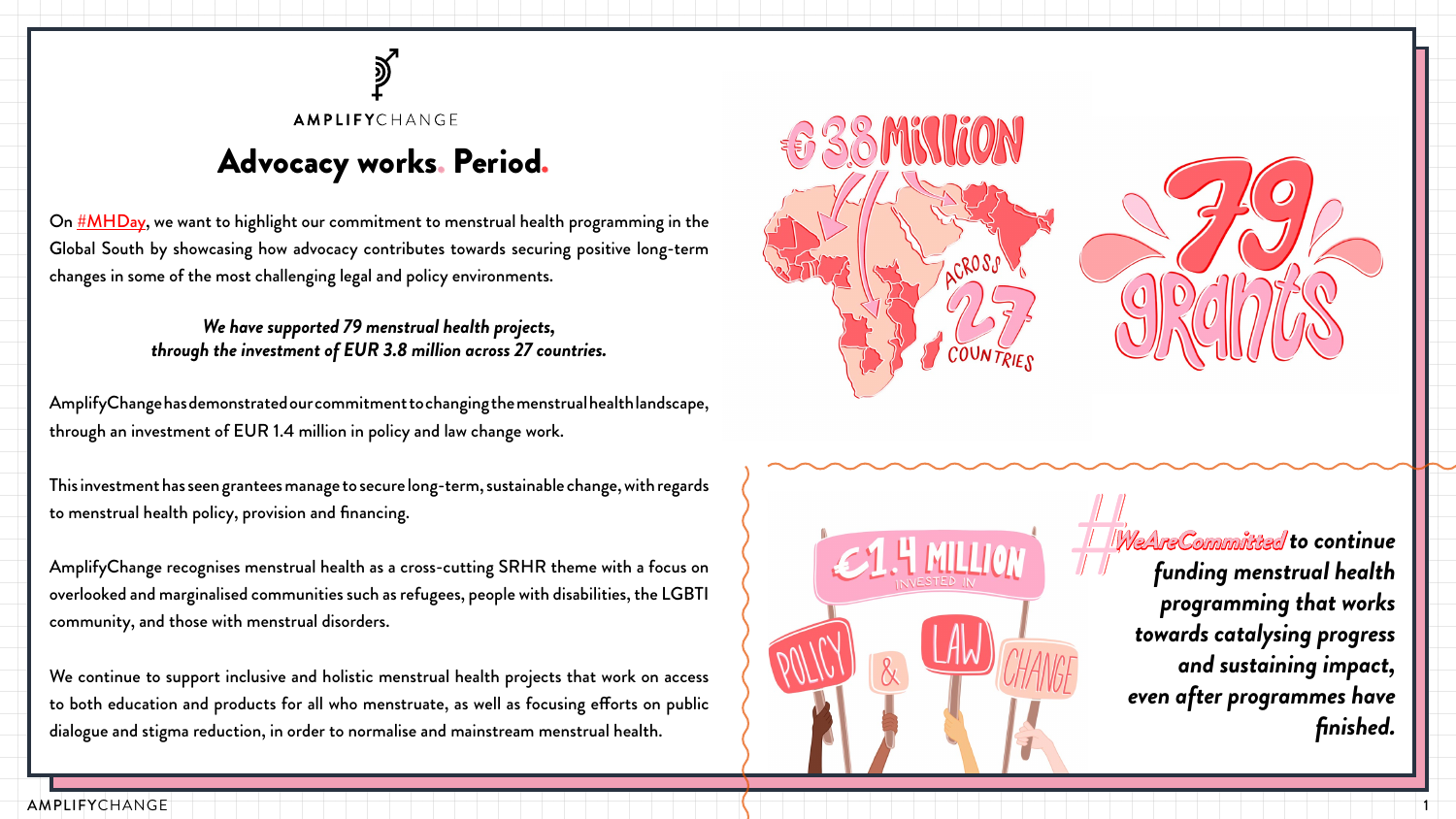AMPLIFYCHANGE

# Advocacy works. Period.

On #MHDay, we want to highlight our commitment to menstrual health programming in the Global South by showcasing how advocacy contributes towards securing positive long-term changes in some of the most challenging legal and policy environments.

***We have supported 79 menstrual health projects, through the investment of EUR 3.8 million across 27 countries.***

AmplifyChange has demonstrated our commitment to changing the menstrual health landscape, through an investment of EUR 1.4 million in policy and law change work.

This investment has seen grantees manage to secure long-term, sustainable change, with regards to menstrual health policy, provision and financing.

AmplifyChange recognises menstrual health as a cross-cutting SRHR theme with a focus on overlooked and marginalised communities such as refugees, people with disabilities, the LGBTI community, and those with menstrual disorders.

We continue to support inclusive and holistic menstrual health projects that work on access to both education and products for all who menstruate, as well as focusing efforts on public dialogue and stigma reduction, in order to normalise and mainstream menstrual health.

€3.8 Million across 27 countries

79 grants

€1.4 MILLION INVESTED IN POLICY & LAW CHANGE

***#WeAreCommitted to continue funding menstrual health programming that works towards catalysing progress and sustaining impact, even after programmes have finished.***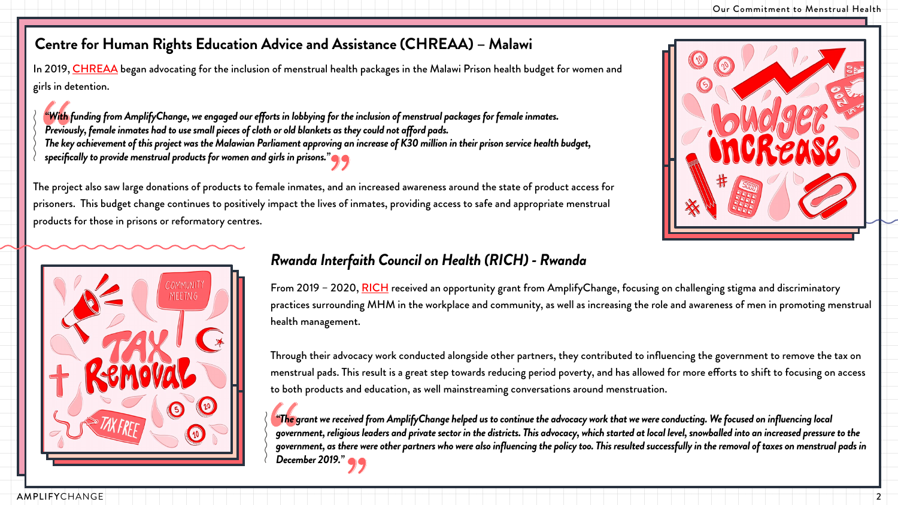## Centre for Human Rights Education Advice and Assistance (CHREAA) – Malawi

In 2019, CHREAA began advocating for the inclusion of menstrual health packages in the Malawi Prison health budget for women and girls in detention.

> ***"With funding from AmplifyChange, we engaged our efforts in lobbying for the inclusion of menstrual packages for female inmates. Previously, female inmates had to use small pieces of cloth or old blankets as they could not afford pads. The key achievement of this project was the Malawian Parliament approving an increase of K30 million in their prison service health budget, specifically to provide menstrual products for women and girls in prisons."***

The project also saw large donations of products to female inmates, and an increased awareness around the state of product access for prisoners. This budget change continues to positively impact the lives of inmates, providing access to safe and appropriate menstrual products for those in prisons or reformatory centres.

## *Rwanda Interfaith Council on Health (RICH) - Rwanda*

From 2019 – 2020, RICH received an opportunity grant from AmplifyChange, focusing on challenging stigma and discriminatory practices surrounding MHM in the workplace and community, as well as increasing the role and awareness of men in promoting menstrual health management.

Through their advocacy work conducted alongside other partners, they contributed to influencing the government to remove the tax on menstrual pads. This result is a great step towards reducing period poverty, and has allowed for more efforts to shift to focusing on access to both products and education, as well mainstreaming conversations around menstruation.

> ***"The grant we received from AmplifyChange helped us to continue the advocacy work that we were conducting. We focused on influencing local government, religious leaders and private sector in the districts. This advocacy, which started at local level, snowballed into an increased pressure to the government, as there were other partners who were also influencing the policy too. This resulted successfully in the removal of taxes on menstrual pads in December 2019."***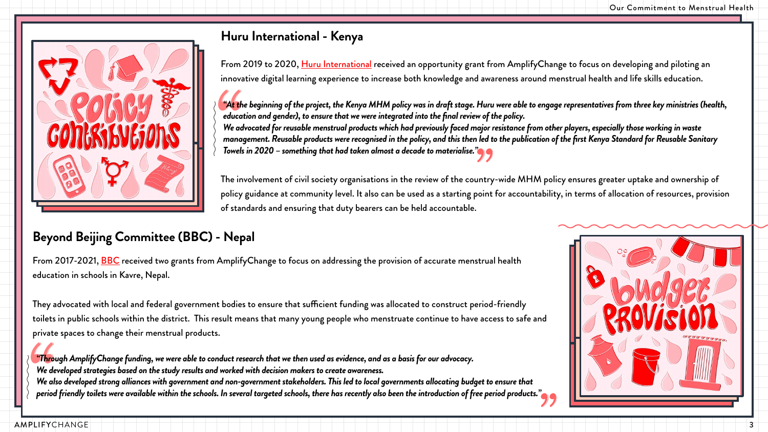## Huru International - Kenya

From 2019 to 2020, Huru International received an opportunity grant from AmplifyChange to focus on developing and piloting an innovative digital learning experience to increase both knowledge and awareness around menstrual health and life skills education.

> *"At the beginning of the project, the Kenya MHM policy was in draft stage. Huru were able to engage representatives from three key ministries (health, education and gender), to ensure that we were integrated into the final review of the policy.*
> *We advocated for reusable menstrual products which had previously faced major resistance from other players, especially those working in waste management. Reusable products were recognised in the policy, and this then led to the publication of the first Kenya Standard for Reusable Sanitary Towels in 2020 – something that had taken almost a decade to materialise."*

The involvement of civil society organisations in the review of the country-wide MHM policy ensures greater uptake and ownership of policy guidance at community level. It also can be used as a starting point for accountability, in terms of allocation of resources, provision of standards and ensuring that duty bearers can be held accountable.

## Beyond Beijing Committee (BBC) - Nepal

From 2017-2021, BBC received two grants from AmplifyChange to focus on addressing the provision of accurate menstrual health education in schools in Kavre, Nepal.

They advocated with local and federal government bodies to ensure that sufficient funding was allocated to construct period-friendly toilets in public schools within the district. This result means that many young people who menstruate continue to have access to safe and private spaces to change their menstrual products.

> *"Through AmplifyChange funding, we were able to conduct research that we then used as evidence, and as a basis for our advocacy.*
> *We developed strategies based on the study results and worked with decision makers to create awareness.*
> *We also developed strong alliances with government and non-government stakeholders. This led to local governments allocating budget to ensure that period friendly toilets were available within the schools. In several targeted schools, there has recently also been the introduction of free period products."*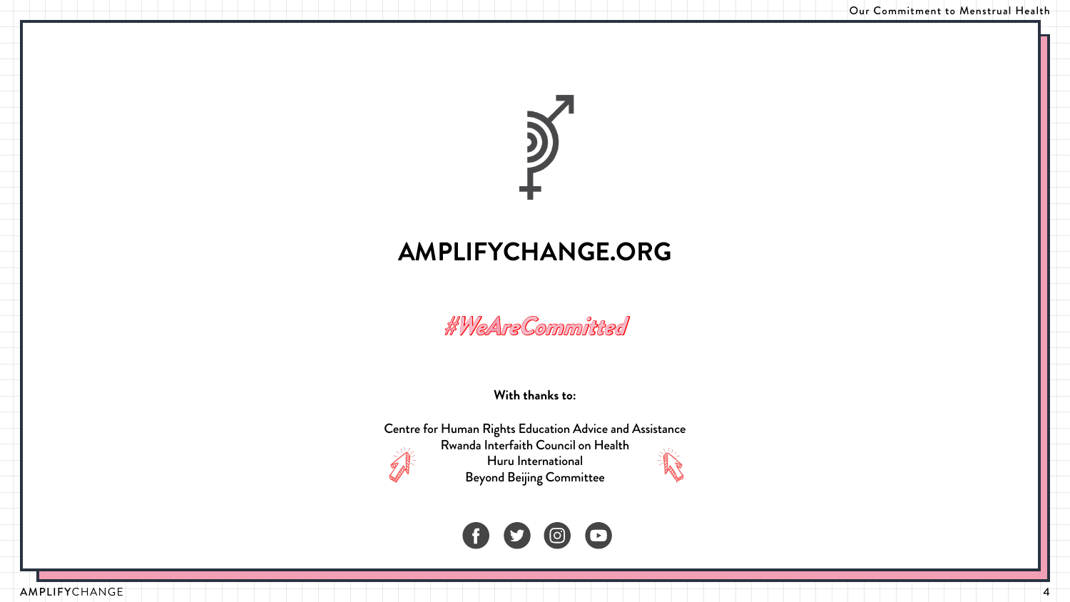# AMPLIFYCHANGE.ORG

#WeAreCommitted

**With thanks to:**

Centre for Human Rights Education Advice and Assistance
Rwanda Interfaith Council on Health
Huru International
Beyond Beijing Committee